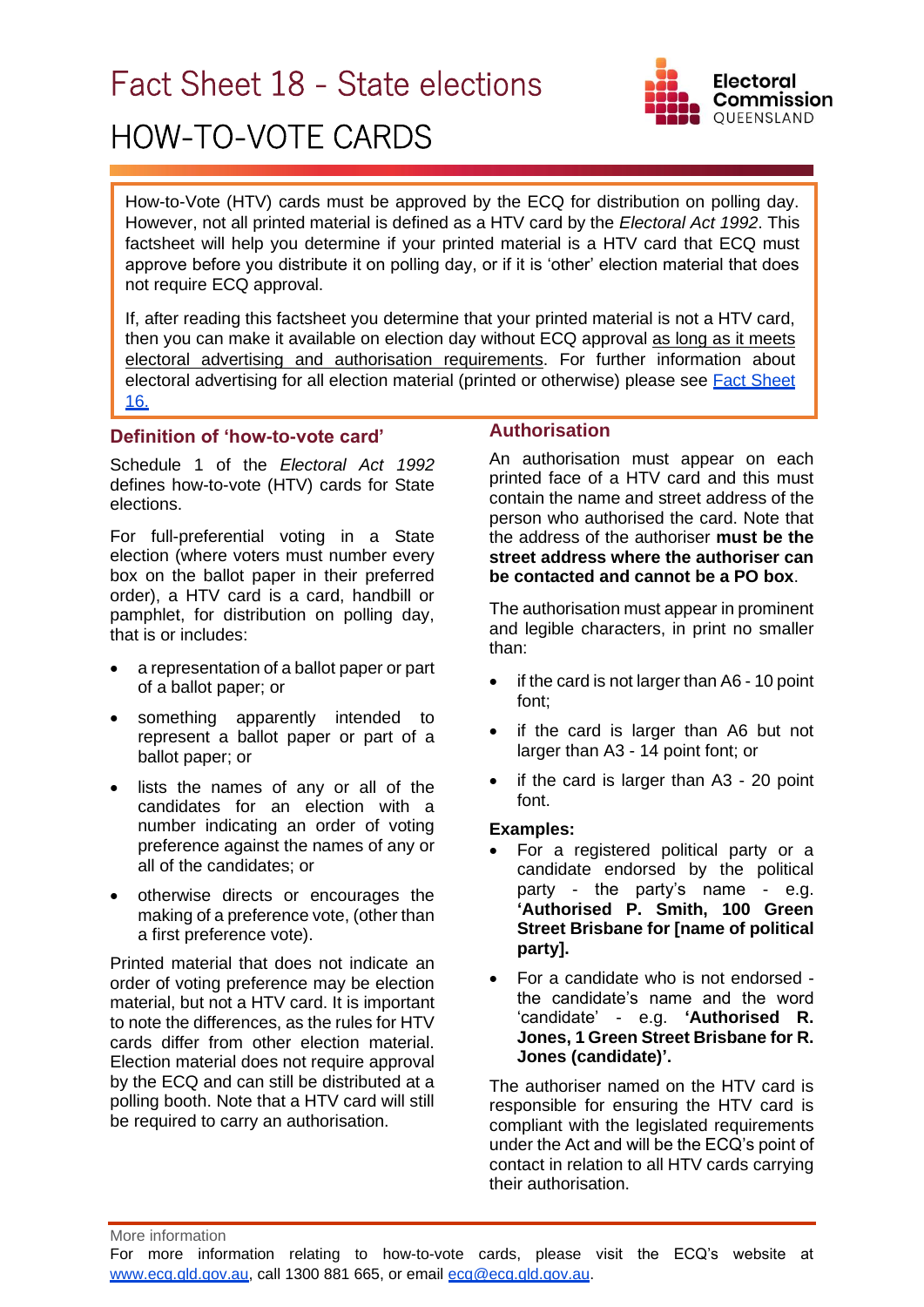# Fact Sheet 18 - State elections

# HOW-TO-VOTE CARDS

How-to-Vote (HTV) cards must be approved by the ECQ for distribution on polling day. However, not all printed material is defined as a HTV card by the *Electoral Act 1992*. This factsheet will help you determine if your printed material is a HTV card that ECQ must approve before you distribute it on polling day, or if it is 'other' election material that does not require ECQ approval.

If, after reading this factsheet you determine that your printed material is not a HTV card, then you can make it available on election day without ECQ approval as long as it meets electoral advertising and authorisation requirements. For further information about electoral advertising for all election material (printed or otherwise) please see Fact Sheet 16.

## Definition of 'how-to-vote card'

Schedule 1 of the *Electoral Act 1992* defines how-to-vote (HTV) cards for State elections.

For full-preferential voting in a State election (where voters must number every box on the ballot paper in their preferred order), a HTV card is a card, handbill or pamphlet, for distribution on polling day, that is or includes:

- a representation of a ballot paper or part of a ballot paper; or
- something apparently intended to represent a ballot paper or part of a ballot paper; or
- lists the names of any or all of the candidates for an election with a number indicating an order of voting preference against the names of any or all of the candidates; or
- otherwise directs or encourages the making of a preference vote, (other than a first preference vote).

Printed material that does not indicate an order of voting preference may be election material, but not a HTV card. It is important to note the differences, as the rules for HTV cards differ from other election material. Election material does not require approval by the ECQ and can still be distributed at a polling booth. Note that a HTV card will still be required to carry an authorisation.

## Authorisation

An authorisation must appear on each printed face of a HTV card and this must contain the name and street address of the person who authorised the card. Note that the address of the authoriser **must be the street address where the authoriser can be contacted and cannot be a PO box**.

The authorisation must appear in prominent and legible characters, in print no smaller than:

- if the card is not larger than A6 - 10 point font;
- if the card is larger than A6 but not larger than A3 - 14 point font; or
- if the card is larger than A3 - 20 point font.

**Examples:**

- For a registered political party or a candidate endorsed by the political party - the party's name - e.g. **'Authorised P. Smith, 100 Green Street Brisbane for [name of political party].**
- For a candidate who is not endorsed - the candidate's name and the word 'candidate' - e.g. **'Authorised R. Jones, 1 Green Street Brisbane for R. Jones (candidate)'.**

The authoriser named on the HTV card is responsible for ensuring the HTV card is compliant with the legislated requirements under the Act and will be the ECQ's point of contact in relation to all HTV cards carrying their authorisation.

More information

For more information relating to how-to-vote cards, please visit the ECQ's website at www.ecq.qld.gov.au, call 1300 881 665, or email ecq@ecq.qld.gov.au.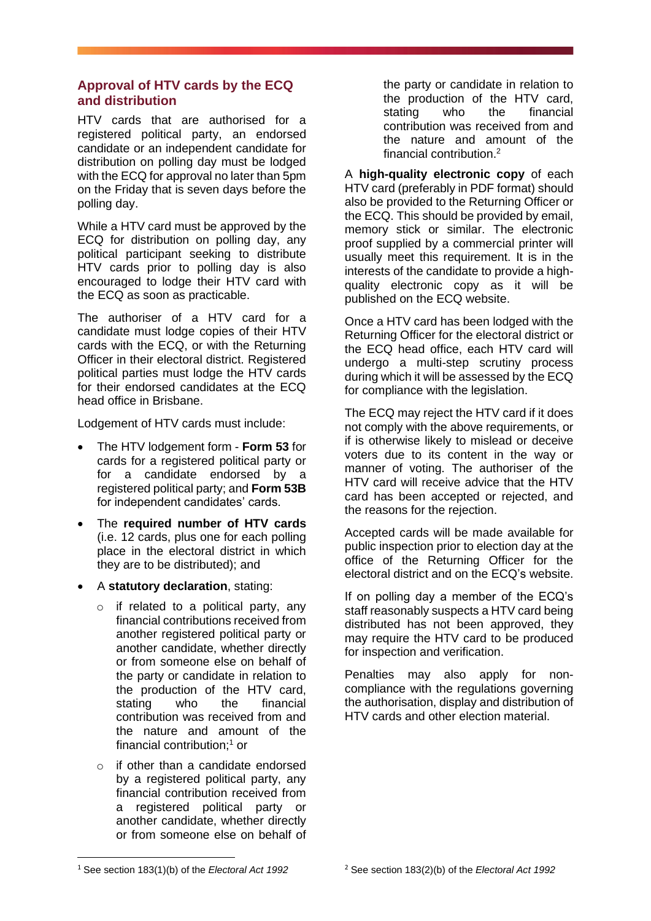## Approval of HTV cards by the ECQ and distribution

HTV cards that are authorised for a registered political party, an endorsed candidate or an independent candidate for distribution on polling day must be lodged with the ECQ for approval no later than 5pm on the Friday that is seven days before the polling day.

While a HTV card must be approved by the ECQ for distribution on polling day, any political participant seeking to distribute HTV cards prior to polling day is also encouraged to lodge their HTV card with the ECQ as soon as practicable.

The authoriser of a HTV card for a candidate must lodge copies of their HTV cards with the ECQ, or with the Returning Officer in their electoral district. Registered political parties must lodge the HTV cards for their endorsed candidates at the ECQ head office in Brisbane.

Lodgement of HTV cards must include:

- The HTV lodgement form - **Form 53** for cards for a registered political party or for a candidate endorsed by a registered political party; and **Form 53B** for independent candidates' cards.
- The **required number of HTV cards** (i.e. 12 cards, plus one for each polling place in the electoral district in which they are to be distributed); and
- A **statutory declaration**, stating:
    - if related to a political party, any financial contributions received from another registered political party or another candidate, whether directly or from someone else on behalf of the party or candidate in relation to the production of the HTV card, stating who the financial contribution was received from and the nature and amount of the financial contribution;[1] or
    - if other than a candidate endorsed by a registered political party, any financial contribution received from a registered political party or another candidate, whether directly or from someone else on behalf of the party or candidate in relation to the production of the HTV card, stating who the financial contribution was received from and the nature and amount of the financial contribution.[2]

A **high-quality electronic copy** of each HTV card (preferably in PDF format) should also be provided to the Returning Officer or the ECQ. This should be provided by email, memory stick or similar. The electronic proof supplied by a commercial printer will usually meet this requirement. It is in the interests of the candidate to provide a high-quality electronic copy as it will be published on the ECQ website.

Once a HTV card has been lodged with the Returning Officer for the electoral district or the ECQ head office, each HTV card will undergo a multi-step scrutiny process during which it will be assessed by the ECQ for compliance with the legislation.

The ECQ may reject the HTV card if it does not comply with the above requirements, or if is otherwise likely to mislead or deceive voters due to its content in the way or manner of voting. The authoriser of the HTV card will receive advice that the HTV card has been accepted or rejected, and the reasons for the rejection.

Accepted cards will be made available for public inspection prior to election day at the office of the Returning Officer for the electoral district and on the ECQ's website.

If on polling day a member of the ECQ's staff reasonably suspects a HTV card being distributed has not been approved, they may require the HTV card to be produced for inspection and verification.

Penalties may also apply for non-compliance with the regulations governing the authorisation, display and distribution of HTV cards and other election material.

---

[1] See section 183(1)(b) of the *Electoral Act 1992*

[2] See section 183(2)(b) of the *Electoral Act 1992*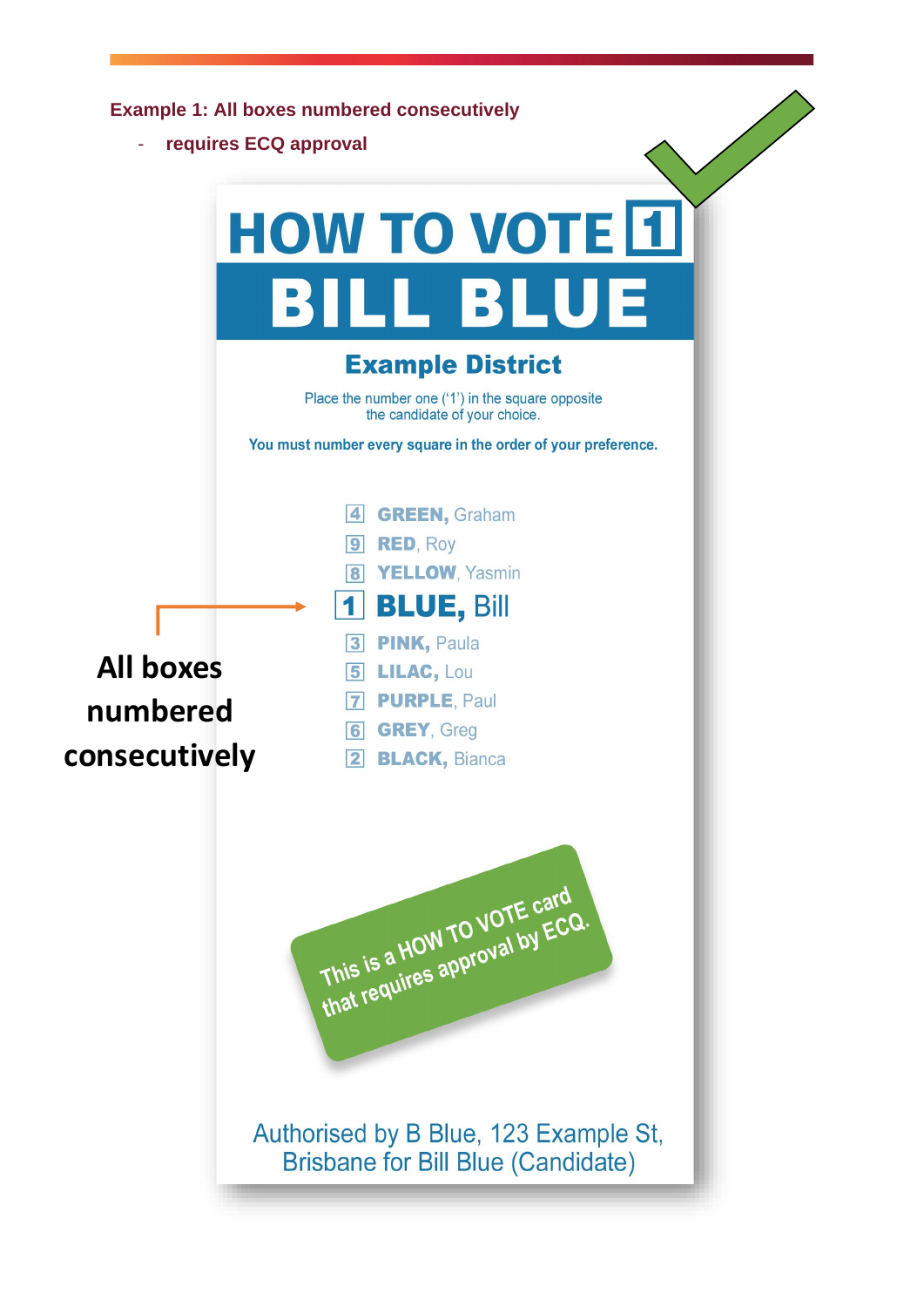**Example 1: All boxes numbered consecutively**

- **requires ECQ approval**

# HOW TO VOTE 1

# BILL BLUE

## Example District

Place the number one ('1') in the square opposite the candidate of your choice.

**You must number every square in the order of your preference.**

| | |
|---|---|
| 4 | **GREEN,** Graham |
| 9 | **RED**, Roy |
| 8 | **YELLOW**, Yasmin |
| 1 | **BLUE,** Bill |
| 3 | **PINK,** Paula |
| 5 | **LILAC,** Lou |
| 7 | **PURPLE**, Paul |
| 6 | **GREY**, Greg |
| 2 | **BLACK,** Bianca |

**All boxes numbered consecutively**

This is a HOW TO VOTE card that requires approval by ECQ.

Authorised by B Blue, 123 Example St, Brisbane for Bill Blue (Candidate)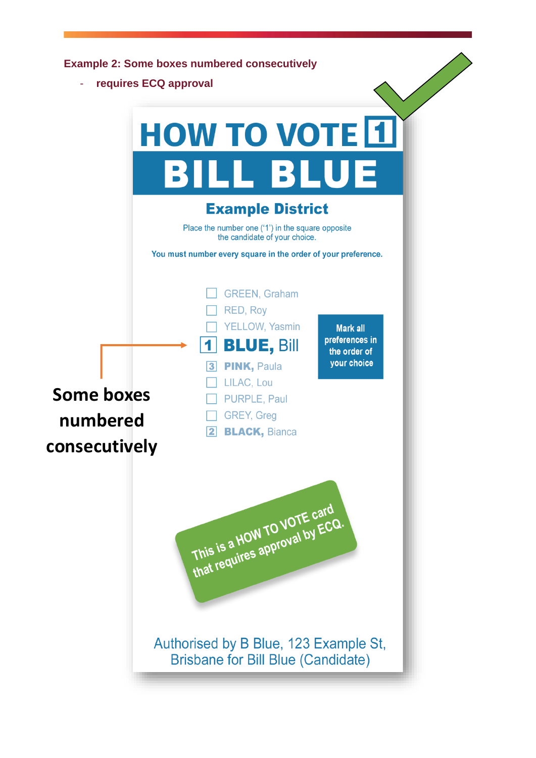**Example 2: Some boxes numbered consecutively**

- **requires ECQ approval**

# HOW TO VOTE 1

# BILL BLUE

## Example District

Place the number one ('1') in the square opposite the candidate of your choice.

**You must number every square in the order of your preference.**

- ☐ GREEN, Graham
- ☐ RED, Roy
- ☐ YELLOW, Yasmin
- 1 **BLUE,** Bill
- 3 **PINK,** Paula
- ☐ LILAC, Lou
- ☐ PURPLE, Paul
- ☐ GREY, Greg
- 2 **BLACK,** Bianca

**Mark all preferences in the order of your choice**

**Some boxes numbered consecutively**

This is a HOW TO VOTE card that requires approval by ECQ.

Authorised by B Blue, 123 Example St, Brisbane for Bill Blue (Candidate)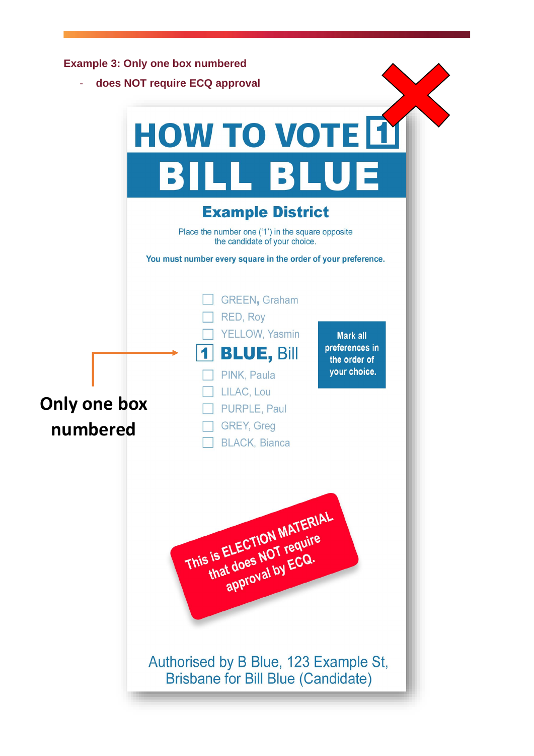**Example 3: Only one box numbered**

- does NOT require ECQ approval

# HOW TO VOTE 1

# BILL BLUE

## Example District

Place the number one ('1') in the square opposite the candidate of your choice.

**You must number every square in the order of your preference.**

- ☐ GREEN, Graham
- ☐ RED, Roy
- ☐ YELLOW, Yasmin
- 1 **BLUE,** Bill
- ☐ PINK, Paula
- ☐ LILAC, Lou
- ☐ PURPLE, Paul
- ☐ GREY, Greg
- ☐ BLACK, Bianca

**Mark all preferences in the order of your choice.**

**Only one box numbered**

**This is ELECTION MATERIAL that does NOT require approval by ECQ.**

Authorised by B Blue, 123 Example St, Brisbane for Bill Blue (Candidate)